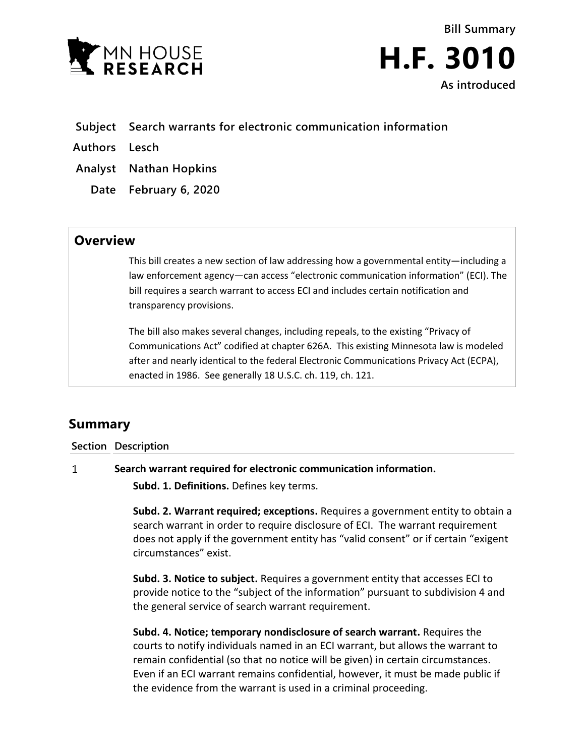Bill Summary

# H.F. 3010

As introduced

**Subject** Search warrants for electronic communication information

**Authors** Lesch

**Analyst** Nathan Hopkins

**Date** February 6, 2020

## Overview

This bill creates a new section of law addressing how a governmental entity—including a law enforcement agency—can access "electronic communication information" (ECI). The bill requires a search warrant to access ECI and includes certain notification and transparency provisions.

The bill also makes several changes, including repeals, to the existing "Privacy of Communications Act" codified at chapter 626A. This existing Minnesota law is modeled after and nearly identical to the federal Electronic Communications Privacy Act (ECPA), enacted in 1986. See generally 18 U.S.C. ch. 119, ch. 121.

## Summary

| Section | Description |
|---|---|
| 1 | **Search warrant required for electronic communication information.** |

**Subd. 1. Definitions.** Defines key terms.

**Subd. 2. Warrant required; exceptions.** Requires a government entity to obtain a search warrant in order to require disclosure of ECI. The warrant requirement does not apply if the government entity has "valid consent" or if certain "exigent circumstances" exist.

**Subd. 3. Notice to subject.** Requires a government entity that accesses ECI to provide notice to the "subject of the information" pursuant to subdivision 4 and the general service of search warrant requirement.

**Subd. 4. Notice; temporary nondisclosure of search warrant.** Requires the courts to notify individuals named in an ECI warrant, but allows the warrant to remain confidential (so that no notice will be given) in certain circumstances. Even if an ECI warrant remains confidential, however, it must be made public if the evidence from the warrant is used in a criminal proceeding.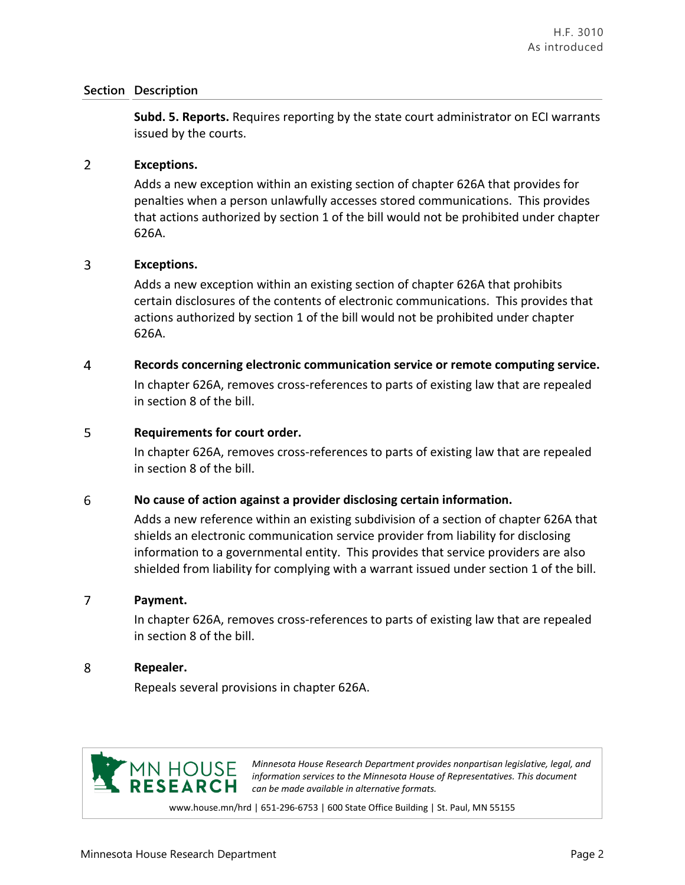| Section | Description |
|---|---|
| | **Subd. 5. Reports.** Requires reporting by the state court administrator on ECI warrants issued by the courts. |
| 2 | **Exceptions.** Adds a new exception within an existing section of chapter 626A that provides for penalties when a person unlawfully accesses stored communications. This provides that actions authorized by section 1 of the bill would not be prohibited under chapter 626A. |
| 3 | **Exceptions.** Adds a new exception within an existing section of chapter 626A that prohibits certain disclosures of the contents of electronic communications. This provides that actions authorized by section 1 of the bill would not be prohibited under chapter 626A. |
| 4 | **Records concerning electronic communication service or remote computing service.** In chapter 626A, removes cross-references to parts of existing law that are repealed in section 8 of the bill. |
| 5 | **Requirements for court order.** In chapter 626A, removes cross-references to parts of existing law that are repealed in section 8 of the bill. |
| 6 | **No cause of action against a provider disclosing certain information.** Adds a new reference within an existing subdivision of a section of chapter 626A that shields an electronic communication service provider from liability for disclosing information to a governmental entity. This provides that service providers are also shielded from liability for complying with a warrant issued under section 1 of the bill. |
| 7 | **Payment.** In chapter 626A, removes cross-references to parts of existing law that are repealed in section 8 of the bill. |
| 8 | **Repealer.** Repeals several provisions in chapter 626A. |

MN HOUSE RESEARCH

*Minnesota House Research Department provides nonpartisan legislative, legal, and information services to the Minnesota House of Representatives. This document can be made available in alternative formats.*

www.house.mn/hrd | 651-296-6753 | 600 State Office Building | St. Paul, MN 55155